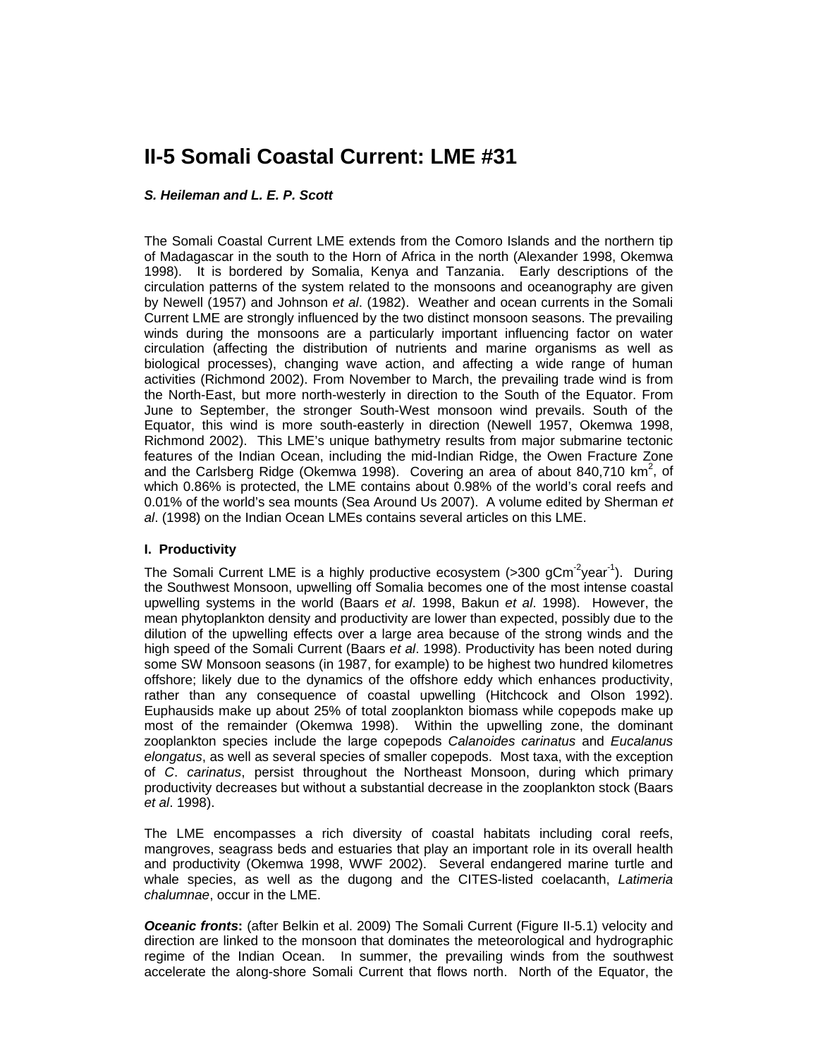# II-5 Somali Coastal Current: LME #31

***S. Heileman and L. E. P. Scott***

The Somali Coastal Current LME extends from the Comoro Islands and the northern tip of Madagascar in the south to the Horn of Africa in the north (Alexander 1998, Okemwa 1998). It is bordered by Somalia, Kenya and Tanzania. Early descriptions of the circulation patterns of the system related to the monsoons and oceanography are given by Newell (1957) and Johnson *et al*. (1982). Weather and ocean currents in the Somali Current LME are strongly influenced by the two distinct monsoon seasons. The prevailing winds during the monsoons are a particularly important influencing factor on water circulation (affecting the distribution of nutrients and marine organisms as well as biological processes), changing wave action, and affecting a wide range of human activities (Richmond 2002). From November to March, the prevailing trade wind is from the North-East, but more north-westerly in direction to the South of the Equator. From June to September, the stronger South-West monsoon wind prevails. South of the Equator, this wind is more south-easterly in direction (Newell 1957, Okemwa 1998, Richmond 2002). This LME's unique bathymetry results from major submarine tectonic features of the Indian Ocean, including the mid-Indian Ridge, the Owen Fracture Zone and the Carlsberg Ridge (Okemwa 1998). Covering an area of about 840,710 $km^2$, of which 0.86% is protected, the LME contains about 0.98% of the world's coral reefs and 0.01% of the world's sea mounts (Sea Around Us 2007). A volume edited by Sherman *et al*. (1998) on the Indian Ocean LMEs contains several articles on this LME.

### I. Productivity

The Somali Current LME is a highly productive ecosystem (>300 $gCm^{-2}year^{-1}$). During the Southwest Monsoon, upwelling off Somalia becomes one of the most intense coastal upwelling systems in the world (Baars *et al*. 1998, Bakun *et al*. 1998). However, the mean phytoplankton density and productivity are lower than expected, possibly due to the dilution of the upwelling effects over a large area because of the strong winds and the high speed of the Somali Current (Baars *et al*. 1998). Productivity has been noted during some SW Monsoon seasons (in 1987, for example) to be highest two hundred kilometres offshore; likely due to the dynamics of the offshore eddy which enhances productivity, rather than any consequence of coastal upwelling (Hitchcock and Olson 1992). Euphausids make up about 25% of total zooplankton biomass while copepods make up most of the remainder (Okemwa 1998). Within the upwelling zone, the dominant zooplankton species include the large copepods *Calanoides carinatus* and *Eucalanus elongatus*, as well as several species of smaller copepods. Most taxa, with the exception of *C*. *carinatus*, persist throughout the Northeast Monsoon, during which primary productivity decreases but without a substantial decrease in the zooplankton stock (Baars *et al*. 1998).

The LME encompasses a rich diversity of coastal habitats including coral reefs, mangroves, seagrass beds and estuaries that play an important role in its overall health and productivity (Okemwa 1998, WWF 2002). Several endangered marine turtle and whale species, as well as the dugong and the CITES-listed coelacanth, *Latimeria chalumnae*, occur in the LME.

***Oceanic fronts*****:** (after Belkin et al. 2009) The Somali Current (Figure II-5.1) velocity and direction are linked to the monsoon that dominates the meteorological and hydrographic regime of the Indian Ocean. In summer, the prevailing winds from the southwest accelerate the along-shore Somali Current that flows north. North of the Equator, the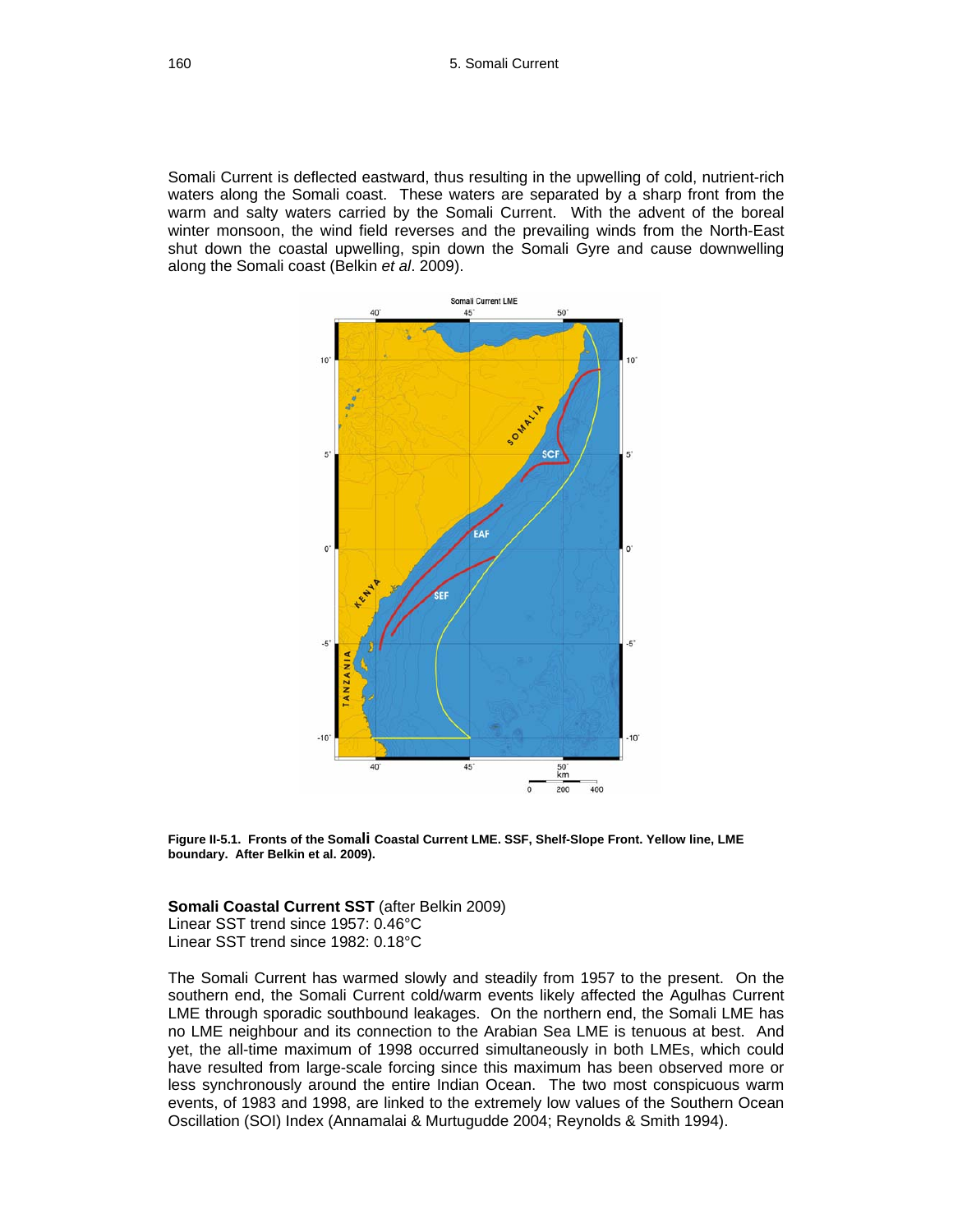Somali Current is deflected eastward, thus resulting in the upwelling of cold, nutrient-rich waters along the Somali coast. These waters are separated by a sharp front from the warm and salty waters carried by the Somali Current. With the advent of the boreal winter monsoon, the wind field reverses and the prevailing winds from the North-East shut down the coastal upwelling, spin down the Somali Gyre and cause downwelling along the Somali coast (Belkin *et al*. 2009).

**Figure II-5.1. Fronts of the Somali Coastal Current LME. SSF, Shelf-Slope Front. Yellow line, LME boundary. After Belkin et al. 2009).**

**Somali Coastal Current SST** (after Belkin 2009)
Linear SST trend since 1957: 0.46°C
Linear SST trend since 1982: 0.18°C

The Somali Current has warmed slowly and steadily from 1957 to the present. On the southern end, the Somali Current cold/warm events likely affected the Agulhas Current LME through sporadic southbound leakages. On the northern end, the Somali LME has no LME neighbour and its connection to the Arabian Sea LME is tenuous at best. And yet, the all-time maximum of 1998 occurred simultaneously in both LMEs, which could have resulted from large-scale forcing since this maximum has been observed more or less synchronously around the entire Indian Ocean. The two most conspicuous warm events, of 1983 and 1998, are linked to the extremely low values of the Southern Ocean Oscillation (SOI) Index (Annamalai & Murtugudde 2004; Reynolds & Smith 1994).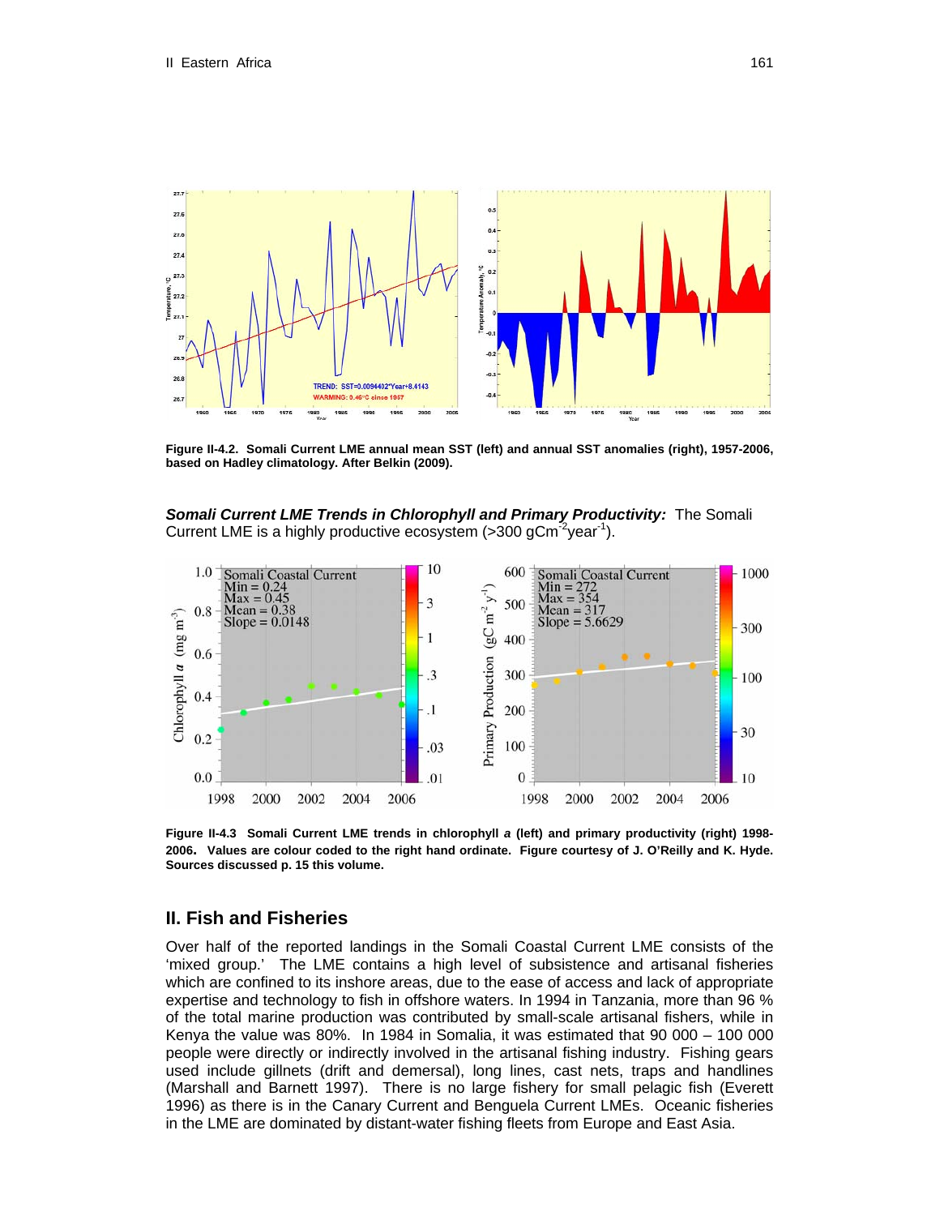Figure II-4.2. Somali Current LME annual mean SST (left) and annual SST anomalies (right), 1957-2006, based on Hadley climatology. After Belkin (2009).

***Somali Current LME Trends in Chlorophyll and Primary Productivity:*** The Somali Current LME is a highly productive ecosystem (>300 gCm$^{-2}$year$^{-1}$).

**Figure II-4.3 Somali Current LME trends in chlorophyll *a* (left) and primary productivity (right) 1998-2006. Values are colour coded to the right hand ordinate. Figure courtesy of J. O'Reilly and K. Hyde. Sources discussed p. 15 this volume.**

## II. Fish and Fisheries

Over half of the reported landings in the Somali Coastal Current LME consists of the 'mixed group.' The LME contains a high level of subsistence and artisanal fisheries which are confined to its inshore areas, due to the ease of access and lack of appropriate expertise and technology to fish in offshore waters. In 1994 in Tanzania, more than 96 % of the total marine production was contributed by small-scale artisanal fishers, while in Kenya the value was 80%. In 1984 in Somalia, it was estimated that 90 000 – 100 000 people were directly or indirectly involved in the artisanal fishing industry. Fishing gears used include gillnets (drift and demersal), long lines, cast nets, traps and handlines (Marshall and Barnett 1997). There is no large fishery for small pelagic fish (Everett 1996) as there is in the Canary Current and Benguela Current LMEs. Oceanic fisheries in the LME are dominated by distant-water fishing fleets from Europe and East Asia.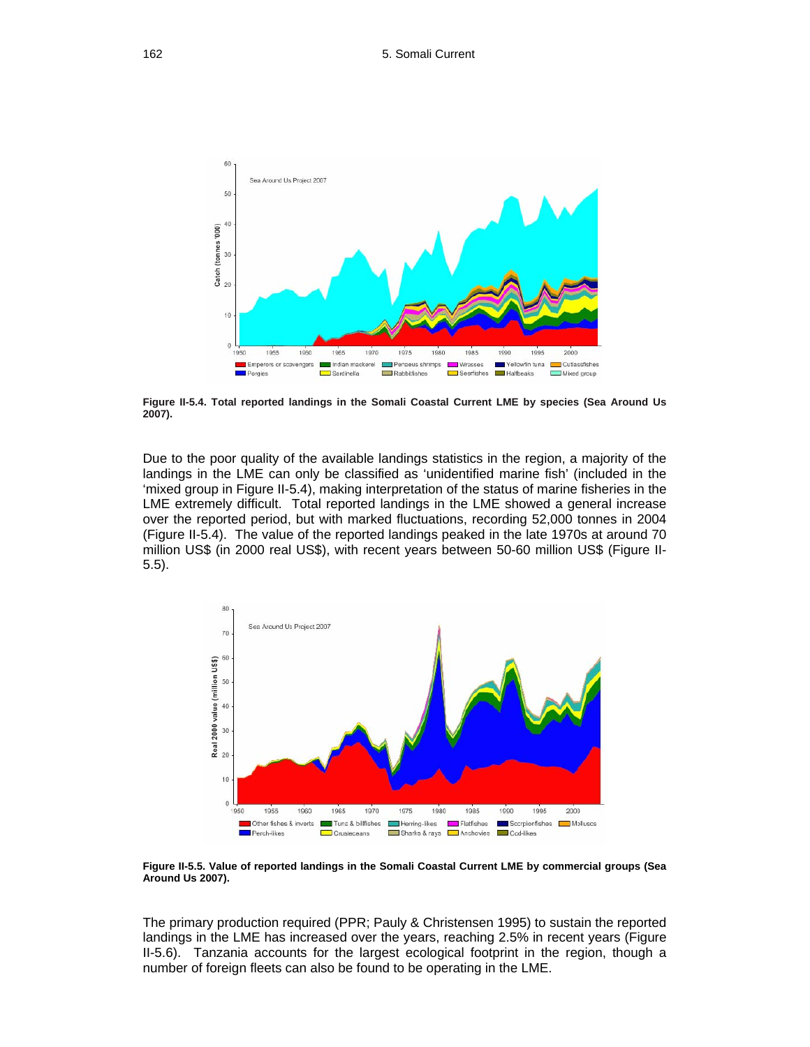**Figure II-5.4. Total reported landings in the Somali Coastal Current LME by species (Sea Around Us 2007).**

Due to the poor quality of the available landings statistics in the region, a majority of the landings in the LME can only be classified as 'unidentified marine fish' (included in the 'mixed group in Figure II-5.4), making interpretation of the status of marine fisheries in the LME extremely difficult. Total reported landings in the LME showed a general increase over the reported period, but with marked fluctuations, recording 52,000 tonnes in 2004 (Figure II-5.4). The value of the reported landings peaked in the late 1970s at around 70 million US$ (in 2000 real US$), with recent years between 50-60 million US$ (Figure II-5.5).

**Figure II-5.5. Value of reported landings in the Somali Coastal Current LME by commercial groups (Sea Around Us 2007).**

The primary production required (PPR; Pauly & Christensen 1995) to sustain the reported landings in the LME has increased over the years, reaching 2.5% in recent years (Figure II-5.6). Tanzania accounts for the largest ecological footprint in the region, though a number of foreign fleets can also be found to be operating in the LME.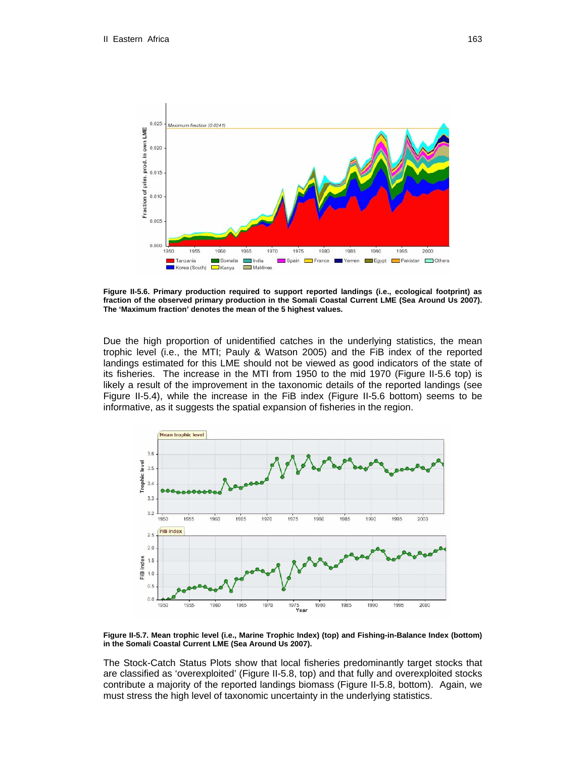**Figure II-5.6. Primary production required to support reported landings (i.e., ecological footprint) as fraction of the observed primary production in the Somali Coastal Current LME (Sea Around Us 2007). The 'Maximum fraction' denotes the mean of the 5 highest values.**

Due the high proportion of unidentified catches in the underlying statistics, the mean trophic level (i.e., the MTI; Pauly & Watson 2005) and the FiB index of the reported landings estimated for this LME should not be viewed as good indicators of the state of its fisheries. The increase in the MTI from 1950 to the mid 1970 (Figure II-5.6 top) is likely a result of the improvement in the taxonomic details of the reported landings (see Figure II-5.4), while the increase in the FiB index (Figure II-5.6 bottom) seems to be informative, as it suggests the spatial expansion of fisheries in the region.

**Figure II-5.7. Mean trophic level (i.e., Marine Trophic Index) (top) and Fishing-in-Balance Index (bottom) in the Somali Coastal Current LME (Sea Around Us 2007).**

The Stock-Catch Status Plots show that local fisheries predominantly target stocks that are classified as 'overexploited' (Figure II-5.8, top) and that fully and overexploited stocks contribute a majority of the reported landings biomass (Figure II-5.8, bottom). Again, we must stress the high level of taxonomic uncertainty in the underlying statistics.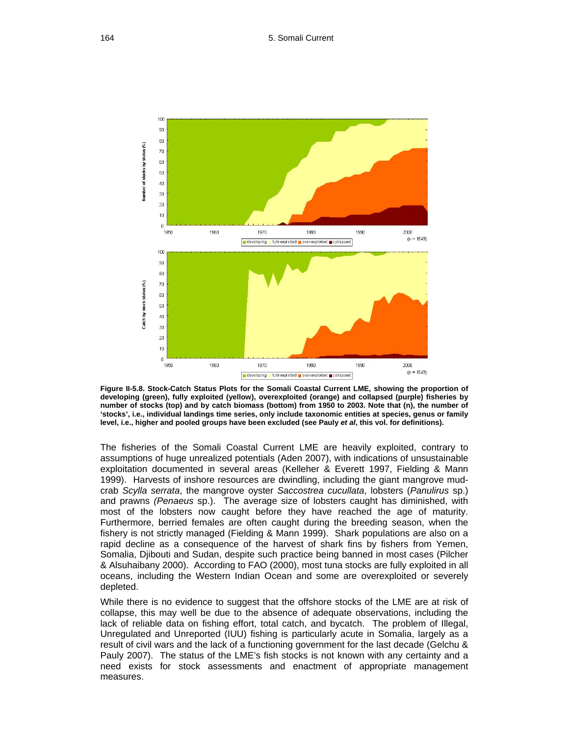**Figure II-5.8. Stock-Catch Status Plots for the Somali Coastal Current LME, showing the proportion of developing (green), fully exploited (yellow), overexploited (orange) and collapsed (purple) fisheries by number of stocks (top) and by catch biomass (bottom) from 1950 to 2003. Note that (n), the number of 'stocks', i.e., individual landings time series, only include taxonomic entities at species, genus or family level, i.e., higher and pooled groups have been excluded (see Pauly *et al*, this vol. for definitions).**

The fisheries of the Somali Coastal Current LME are heavily exploited, contrary to assumptions of huge unrealized potentials (Aden 2007), with indications of unsustainable exploitation documented in several areas (Kelleher & Everett 1997, Fielding & Mann 1999). Harvests of inshore resources are dwindling, including the giant mangrove mud-crab *Scylla serrata*, the mangrove oyster *Saccostrea cucullata*, lobsters (*Panulirus* sp.) and prawns *(Penaeus* sp.). The average size of lobsters caught has diminished, with most of the lobsters now caught before they have reached the age of maturity. Furthermore, berried females are often caught during the breeding season, when the fishery is not strictly managed (Fielding & Mann 1999). Shark populations are also on a rapid decline as a consequence of the harvest of shark fins by fishers from Yemen, Somalia, Djibouti and Sudan, despite such practice being banned in most cases (Pilcher & Alsuhaibany 2000). According to FAO (2000), most tuna stocks are fully exploited in all oceans, including the Western Indian Ocean and some are overexploited or severely depleted.

While there is no evidence to suggest that the offshore stocks of the LME are at risk of collapse, this may well be due to the absence of adequate observations, including the lack of reliable data on fishing effort, total catch, and bycatch. The problem of Illegal, Unregulated and Unreported (IUU) fishing is particularly acute in Somalia, largely as a result of civil wars and the lack of a functioning government for the last decade (Gelchu & Pauly 2007). The status of the LME's fish stocks is not known with any certainty and a need exists for stock assessments and enactment of appropriate management measures.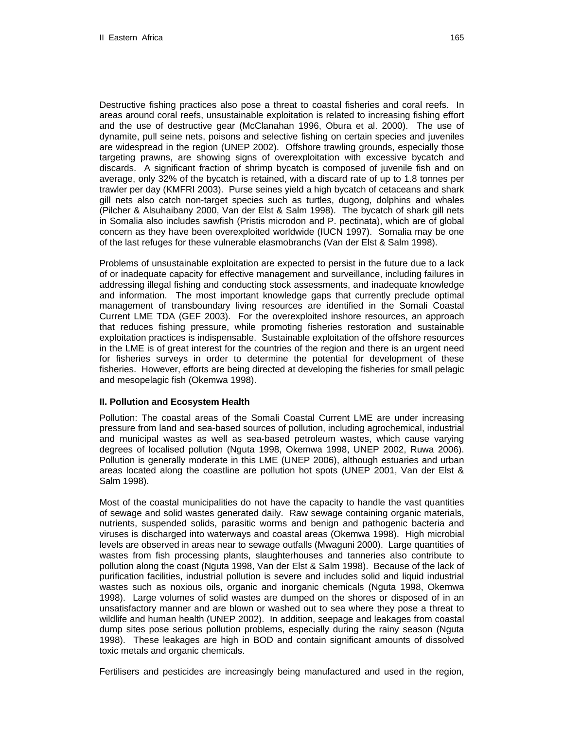Destructive fishing practices also pose a threat to coastal fisheries and coral reefs. In areas around coral reefs, unsustainable exploitation is related to increasing fishing effort and the use of destructive gear (McClanahan 1996, Obura et al. 2000). The use of dynamite, pull seine nets, poisons and selective fishing on certain species and juveniles are widespread in the region (UNEP 2002). Offshore trawling grounds, especially those targeting prawns, are showing signs of overexploitation with excessive bycatch and discards. A significant fraction of shrimp bycatch is composed of juvenile fish and on average, only 32% of the bycatch is retained, with a discard rate of up to 1.8 tonnes per trawler per day (KMFRI 2003). Purse seines yield a high bycatch of cetaceans and shark gill nets also catch non-target species such as turtles, dugong, dolphins and whales (Pilcher & Alsuhaibany 2000, Van der Elst & Salm 1998). The bycatch of shark gill nets in Somalia also includes sawfish (Pristis microdon and P. pectinata), which are of global concern as they have been overexploited worldwide (IUCN 1997). Somalia may be one of the last refuges for these vulnerable elasmobranchs (Van der Elst & Salm 1998).

Problems of unsustainable exploitation are expected to persist in the future due to a lack of or inadequate capacity for effective management and surveillance, including failures in addressing illegal fishing and conducting stock assessments, and inadequate knowledge and information. The most important knowledge gaps that currently preclude optimal management of transboundary living resources are identified in the Somali Coastal Current LME TDA (GEF 2003). For the overexploited inshore resources, an approach that reduces fishing pressure, while promoting fisheries restoration and sustainable exploitation practices is indispensable. Sustainable exploitation of the offshore resources in the LME is of great interest for the countries of the region and there is an urgent need for fisheries surveys in order to determine the potential for development of these fisheries. However, efforts are being directed at developing the fisheries for small pelagic and mesopelagic fish (Okemwa 1998).

### II. Pollution and Ecosystem Health

Pollution: The coastal areas of the Somali Coastal Current LME are under increasing pressure from land and sea-based sources of pollution, including agrochemical, industrial and municipal wastes as well as sea-based petroleum wastes, which cause varying degrees of localised pollution (Nguta 1998, Okemwa 1998, UNEP 2002, Ruwa 2006). Pollution is generally moderate in this LME (UNEP 2006), although estuaries and urban areas located along the coastline are pollution hot spots (UNEP 2001, Van der Elst & Salm 1998).

Most of the coastal municipalities do not have the capacity to handle the vast quantities of sewage and solid wastes generated daily. Raw sewage containing organic materials, nutrients, suspended solids, parasitic worms and benign and pathogenic bacteria and viruses is discharged into waterways and coastal areas (Okemwa 1998). High microbial levels are observed in areas near to sewage outfalls (Mwaguni 2000). Large quantities of wastes from fish processing plants, slaughterhouses and tanneries also contribute to pollution along the coast (Nguta 1998, Van der Elst & Salm 1998). Because of the lack of purification facilities, industrial pollution is severe and includes solid and liquid industrial wastes such as noxious oils, organic and inorganic chemicals (Nguta 1998, Okemwa 1998). Large volumes of solid wastes are dumped on the shores or disposed of in an unsatisfactory manner and are blown or washed out to sea where they pose a threat to wildlife and human health (UNEP 2002). In addition, seepage and leakages from coastal dump sites pose serious pollution problems, especially during the rainy season (Nguta 1998). These leakages are high in BOD and contain significant amounts of dissolved toxic metals and organic chemicals.

Fertilisers and pesticides are increasingly being manufactured and used in the region,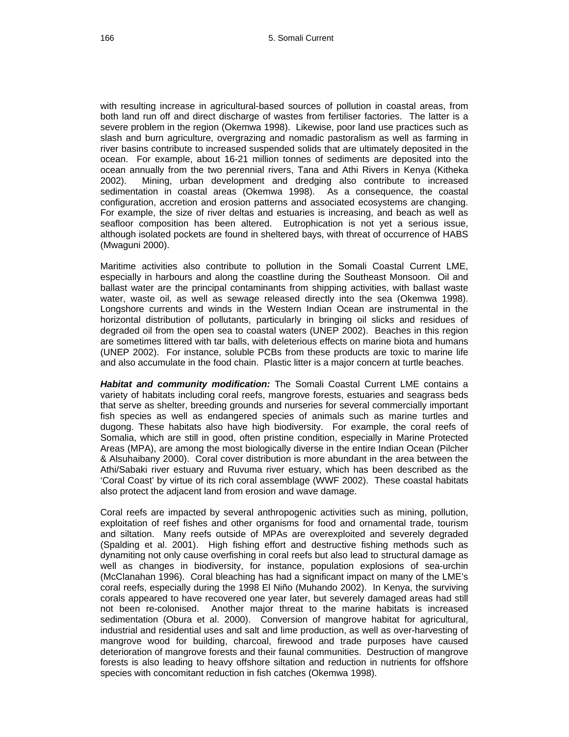with resulting increase in agricultural-based sources of pollution in coastal areas, from both land run off and direct discharge of wastes from fertiliser factories. The latter is a severe problem in the region (Okemwa 1998). Likewise, poor land use practices such as slash and burn agriculture, overgrazing and nomadic pastoralism as well as farming in river basins contribute to increased suspended solids that are ultimately deposited in the ocean. For example, about 16-21 million tonnes of sediments are deposited into the ocean annually from the two perennial rivers, Tana and Athi Rivers in Kenya (Kitheka 2002). Mining, urban development and dredging also contribute to increased sedimentation in coastal areas (Okemwa 1998). As a consequence, the coastal configuration, accretion and erosion patterns and associated ecosystems are changing. For example, the size of river deltas and estuaries is increasing, and beach as well as seafloor composition has been altered. Eutrophication is not yet a serious issue, although isolated pockets are found in sheltered bays, with threat of occurrence of HABS (Mwaguni 2000).

Maritime activities also contribute to pollution in the Somali Coastal Current LME, especially in harbours and along the coastline during the Southeast Monsoon. Oil and ballast water are the principal contaminants from shipping activities, with ballast waste water, waste oil, as well as sewage released directly into the sea (Okemwa 1998). Longshore currents and winds in the Western Indian Ocean are instrumental in the horizontal distribution of pollutants, particularly in bringing oil slicks and residues of degraded oil from the open sea to coastal waters (UNEP 2002). Beaches in this region are sometimes littered with tar balls, with deleterious effects on marine biota and humans (UNEP 2002). For instance, soluble PCBs from these products are toxic to marine life and also accumulate in the food chain. Plastic litter is a major concern at turtle beaches.

***Habitat and community modification:*** The Somali Coastal Current LME contains a variety of habitats including coral reefs, mangrove forests, estuaries and seagrass beds that serve as shelter, breeding grounds and nurseries for several commercially important fish species as well as endangered species of animals such as marine turtles and dugong. These habitats also have high biodiversity. For example, the coral reefs of Somalia, which are still in good, often pristine condition, especially in Marine Protected Areas (MPA), are among the most biologically diverse in the entire Indian Ocean (Pilcher & Alsuhaibany 2000). Coral cover distribution is more abundant in the area between the Athi/Sabaki river estuary and Ruvuma river estuary, which has been described as the 'Coral Coast' by virtue of its rich coral assemblage (WWF 2002). These coastal habitats also protect the adjacent land from erosion and wave damage.

Coral reefs are impacted by several anthropogenic activities such as mining, pollution, exploitation of reef fishes and other organisms for food and ornamental trade, tourism and siltation. Many reefs outside of MPAs are overexploited and severely degraded (Spalding et al. 2001). High fishing effort and destructive fishing methods such as dynamiting not only cause overfishing in coral reefs but also lead to structural damage as well as changes in biodiversity, for instance, population explosions of sea-urchin (McClanahan 1996). Coral bleaching has had a significant impact on many of the LME's coral reefs, especially during the 1998 El Niño (Muhando 2002). In Kenya, the surviving corals appeared to have recovered one year later, but severely damaged areas had still not been re-colonised. Another major threat to the marine habitats is increased sedimentation (Obura et al. 2000). Conversion of mangrove habitat for agricultural, industrial and residential uses and salt and lime production, as well as over-harvesting of mangrove wood for building, charcoal, firewood and trade purposes have caused deterioration of mangrove forests and their faunal communities. Destruction of mangrove forests is also leading to heavy offshore siltation and reduction in nutrients for offshore species with concomitant reduction in fish catches (Okemwa 1998).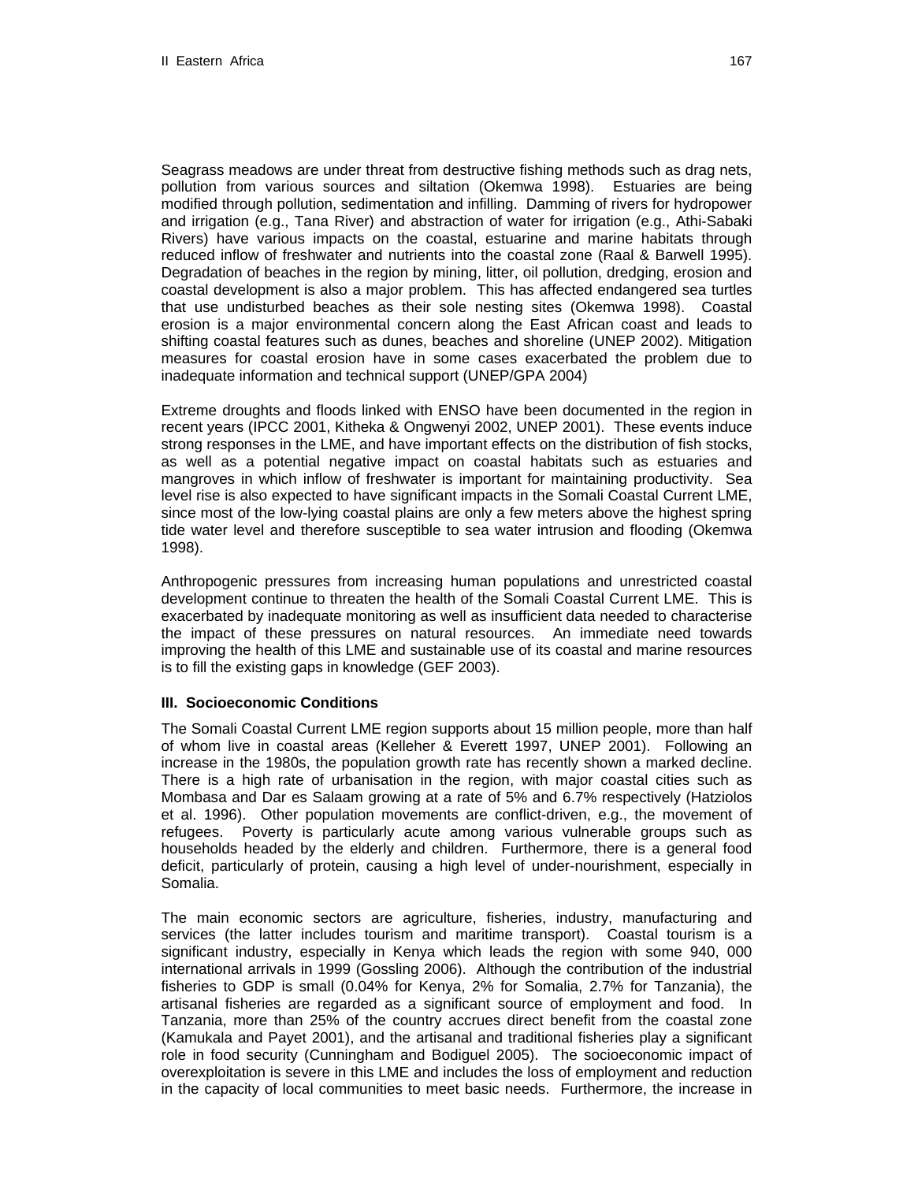Seagrass meadows are under threat from destructive fishing methods such as drag nets, pollution from various sources and siltation (Okemwa 1998). Estuaries are being modified through pollution, sedimentation and infilling. Damming of rivers for hydropower and irrigation (e.g., Tana River) and abstraction of water for irrigation (e.g., Athi-Sabaki Rivers) have various impacts on the coastal, estuarine and marine habitats through reduced inflow of freshwater and nutrients into the coastal zone (Raal & Barwell 1995). Degradation of beaches in the region by mining, litter, oil pollution, dredging, erosion and coastal development is also a major problem. This has affected endangered sea turtles that use undisturbed beaches as their sole nesting sites (Okemwa 1998). Coastal erosion is a major environmental concern along the East African coast and leads to shifting coastal features such as dunes, beaches and shoreline (UNEP 2002). Mitigation measures for coastal erosion have in some cases exacerbated the problem due to inadequate information and technical support (UNEP/GPA 2004)

Extreme droughts and floods linked with ENSO have been documented in the region in recent years (IPCC 2001, Kitheka & Ongwenyi 2002, UNEP 2001). These events induce strong responses in the LME, and have important effects on the distribution of fish stocks, as well as a potential negative impact on coastal habitats such as estuaries and mangroves in which inflow of freshwater is important for maintaining productivity. Sea level rise is also expected to have significant impacts in the Somali Coastal Current LME, since most of the low-lying coastal plains are only a few meters above the highest spring tide water level and therefore susceptible to sea water intrusion and flooding (Okemwa 1998).

Anthropogenic pressures from increasing human populations and unrestricted coastal development continue to threaten the health of the Somali Coastal Current LME. This is exacerbated by inadequate monitoring as well as insufficient data needed to characterise the impact of these pressures on natural resources. An immediate need towards improving the health of this LME and sustainable use of its coastal and marine resources is to fill the existing gaps in knowledge (GEF 2003).

### III. Socioeconomic Conditions

The Somali Coastal Current LME region supports about 15 million people, more than half of whom live in coastal areas (Kelleher & Everett 1997, UNEP 2001). Following an increase in the 1980s, the population growth rate has recently shown a marked decline. There is a high rate of urbanisation in the region, with major coastal cities such as Mombasa and Dar es Salaam growing at a rate of 5% and 6.7% respectively (Hatziolos et al. 1996). Other population movements are conflict-driven, e.g., the movement of refugees. Poverty is particularly acute among various vulnerable groups such as households headed by the elderly and children. Furthermore, there is a general food deficit, particularly of protein, causing a high level of under-nourishment, especially in Somalia.

The main economic sectors are agriculture, fisheries, industry, manufacturing and services (the latter includes tourism and maritime transport). Coastal tourism is a significant industry, especially in Kenya which leads the region with some 940, 000 international arrivals in 1999 (Gossling 2006). Although the contribution of the industrial fisheries to GDP is small (0.04% for Kenya, 2% for Somalia, 2.7% for Tanzania), the artisanal fisheries are regarded as a significant source of employment and food. In Tanzania, more than 25% of the country accrues direct benefit from the coastal zone (Kamukala and Payet 2001), and the artisanal and traditional fisheries play a significant role in food security (Cunningham and Bodiguel 2005). The socioeconomic impact of overexploitation is severe in this LME and includes the loss of employment and reduction in the capacity of local communities to meet basic needs. Furthermore, the increase in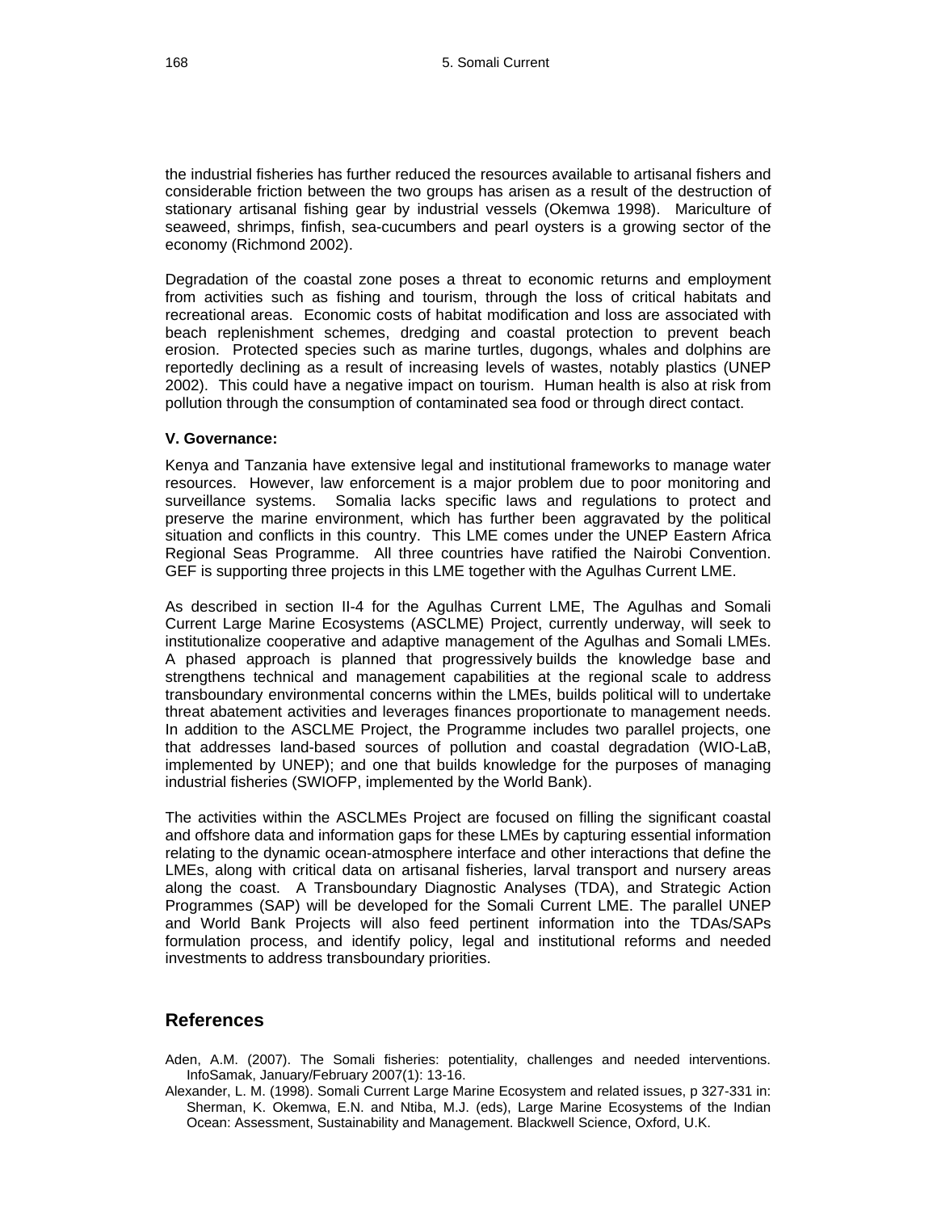the industrial fisheries has further reduced the resources available to artisanal fishers and considerable friction between the two groups has arisen as a result of the destruction of stationary artisanal fishing gear by industrial vessels (Okemwa 1998). Mariculture of seaweed, shrimps, finfish, sea-cucumbers and pearl oysters is a growing sector of the economy (Richmond 2002).

Degradation of the coastal zone poses a threat to economic returns and employment from activities such as fishing and tourism, through the loss of critical habitats and recreational areas. Economic costs of habitat modification and loss are associated with beach replenishment schemes, dredging and coastal protection to prevent beach erosion. Protected species such as marine turtles, dugongs, whales and dolphins are reportedly declining as a result of increasing levels of wastes, notably plastics (UNEP 2002). This could have a negative impact on tourism. Human health is also at risk from pollution through the consumption of contaminated sea food or through direct contact.

**V. Governance:**

Kenya and Tanzania have extensive legal and institutional frameworks to manage water resources. However, law enforcement is a major problem due to poor monitoring and surveillance systems. Somalia lacks specific laws and regulations to protect and preserve the marine environment, which has further been aggravated by the political situation and conflicts in this country. This LME comes under the UNEP Eastern Africa Regional Seas Programme. All three countries have ratified the Nairobi Convention. GEF is supporting three projects in this LME together with the Agulhas Current LME.

As described in section II-4 for the Agulhas Current LME, The Agulhas and Somali Current Large Marine Ecosystems (ASCLME) Project, currently underway, will seek to institutionalize cooperative and adaptive management of the Agulhas and Somali LMEs. A phased approach is planned that progressively builds the knowledge base and strengthens technical and management capabilities at the regional scale to address transboundary environmental concerns within the LMEs, builds political will to undertake threat abatement activities and leverages finances proportionate to management needs. In addition to the ASCLME Project, the Programme includes two parallel projects, one that addresses land-based sources of pollution and coastal degradation (WIO-LaB, implemented by UNEP); and one that builds knowledge for the purposes of managing industrial fisheries (SWIOFP, implemented by the World Bank).

The activities within the ASCLMEs Project are focused on filling the significant coastal and offshore data and information gaps for these LMEs by capturing essential information relating to the dynamic ocean-atmosphere interface and other interactions that define the LMEs, along with critical data on artisanal fisheries, larval transport and nursery areas along the coast. A Transboundary Diagnostic Analyses (TDA), and Strategic Action Programmes (SAP) will be developed for the Somali Current LME. The parallel UNEP and World Bank Projects will also feed pertinent information into the TDAs/SAPs formulation process, and identify policy, legal and institutional reforms and needed investments to address transboundary priorities.

## References

Aden, A.M. (2007). The Somali fisheries: potentiality, challenges and needed interventions. InfoSamak, January/February 2007(1): 13-16.

Alexander, L. M. (1998). Somali Current Large Marine Ecosystem and related issues, p 327-331 in: Sherman, K. Okemwa, E.N. and Ntiba, M.J. (eds), Large Marine Ecosystems of the Indian Ocean: Assessment, Sustainability and Management. Blackwell Science, Oxford, U.K.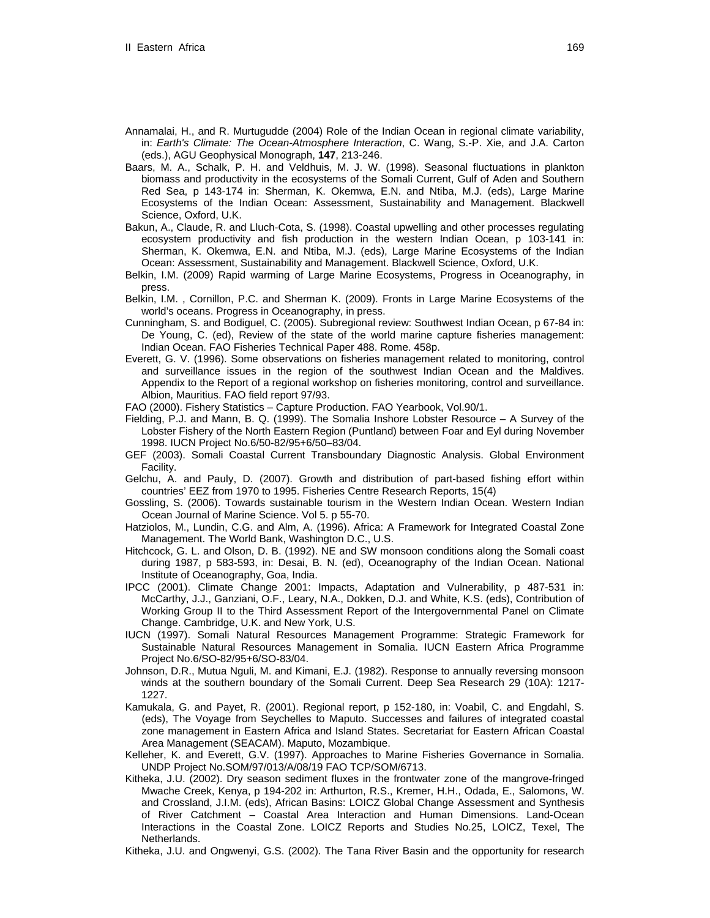Annamalai, H., and R. Murtugudde (2004) Role of the Indian Ocean in regional climate variability, in: *Earth's Climate: The Ocean-Atmosphere Interaction*, C. Wang, S.-P. Xie, and J.A. Carton (eds.), AGU Geophysical Monograph, **147**, 213-246.

Baars, M. A., Schalk, P. H. and Veldhuis, M. J. W. (1998). Seasonal fluctuations in plankton biomass and productivity in the ecosystems of the Somali Current, Gulf of Aden and Southern Red Sea, p 143-174 in: Sherman, K. Okemwa, E.N. and Ntiba, M.J. (eds), Large Marine Ecosystems of the Indian Ocean: Assessment, Sustainability and Management. Blackwell Science, Oxford, U.K.

Bakun, A., Claude, R. and Lluch-Cota, S. (1998). Coastal upwelling and other processes regulating ecosystem productivity and fish production in the western Indian Ocean, p 103-141 in: Sherman, K. Okemwa, E.N. and Ntiba, M.J. (eds), Large Marine Ecosystems of the Indian Ocean: Assessment, Sustainability and Management. Blackwell Science, Oxford, U.K.

Belkin, I.M. (2009) Rapid warming of Large Marine Ecosystems, Progress in Oceanography, in press.

Belkin, I.M. , Cornillon, P.C. and Sherman K. (2009). Fronts in Large Marine Ecosystems of the world's oceans. Progress in Oceanography, in press.

Cunningham, S. and Bodiguel, C. (2005). Subregional review: Southwest Indian Ocean, p 67-84 in: De Young, C. (ed), Review of the state of the world marine capture fisheries management: Indian Ocean. FAO Fisheries Technical Paper 488. Rome. 458p.

Everett, G. V. (1996). Some observations on fisheries management related to monitoring, control and surveillance issues in the region of the southwest Indian Ocean and the Maldives. Appendix to the Report of a regional workshop on fisheries monitoring, control and surveillance. Albion, Mauritius. FAO field report 97/93.

FAO (2000). Fishery Statistics – Capture Production. FAO Yearbook, Vol.90/1.

Fielding, P.J. and Mann, B. Q. (1999). The Somalia Inshore Lobster Resource – A Survey of the Lobster Fishery of the North Eastern Region (Puntland) between Foar and Eyl during November 1998. IUCN Project No.6/50-82/95+6/50–83/04.

GEF (2003). Somali Coastal Current Transboundary Diagnostic Analysis. Global Environment Facility.

Gelchu, A. and Pauly, D. (2007). Growth and distribution of part-based fishing effort within countries' EEZ from 1970 to 1995. Fisheries Centre Research Reports, 15(4)

Gossling, S. (2006). Towards sustainable tourism in the Western Indian Ocean. Western Indian Ocean Journal of Marine Science. Vol 5. p 55-70.

Hatziolos, M., Lundin, C.G. and Alm, A. (1996). Africa: A Framework for Integrated Coastal Zone Management. The World Bank, Washington D.C., U.S.

Hitchcock, G. L. and Olson, D. B. (1992). NE and SW monsoon conditions along the Somali coast during 1987, p 583-593, in: Desai, B. N. (ed), Oceanography of the Indian Ocean. National Institute of Oceanography, Goa, India.

IPCC (2001). Climate Change 2001: Impacts, Adaptation and Vulnerability, p 487-531 in: McCarthy, J.J., Ganziani, O.F., Leary, N.A., Dokken, D.J. and White, K.S. (eds), Contribution of Working Group II to the Third Assessment Report of the Intergovernmental Panel on Climate Change. Cambridge, U.K. and New York, U.S.

IUCN (1997). Somali Natural Resources Management Programme: Strategic Framework for Sustainable Natural Resources Management in Somalia. IUCN Eastern Africa Programme Project No.6/SO-82/95+6/SO-83/04.

Johnson, D.R., Mutua Nguli, M. and Kimani, E.J. (1982). Response to annually reversing monsoon winds at the southern boundary of the Somali Current. Deep Sea Research 29 (10A): 1217-1227.

Kamukala, G. and Payet, R. (2001). Regional report, p 152-180, in: Voabil, C. and Engdahl, S. (eds), The Voyage from Seychelles to Maputo. Successes and failures of integrated coastal zone management in Eastern Africa and Island States. Secretariat for Eastern African Coastal Area Management (SEACAM). Maputo, Mozambique.

Kelleher, K. and Everett, G.V. (1997). Approaches to Marine Fisheries Governance in Somalia. UNDP Project No.SOM/97/013/A/08/19 FAO TCP/SOM/6713.

Kitheka, J.U. (2002). Dry season sediment fluxes in the frontwater zone of the mangrove-fringed Mwache Creek, Kenya, p 194-202 in: Arthurton, R.S., Kremer, H.H., Odada, E., Salomons, W. and Crossland, J.I.M. (eds), African Basins: LOICZ Global Change Assessment and Synthesis of River Catchment – Coastal Area Interaction and Human Dimensions. Land-Ocean Interactions in the Coastal Zone. LOICZ Reports and Studies No.25, LOICZ, Texel, The Netherlands.

Kitheka, J.U. and Ongwenyi, G.S. (2002). The Tana River Basin and the opportunity for research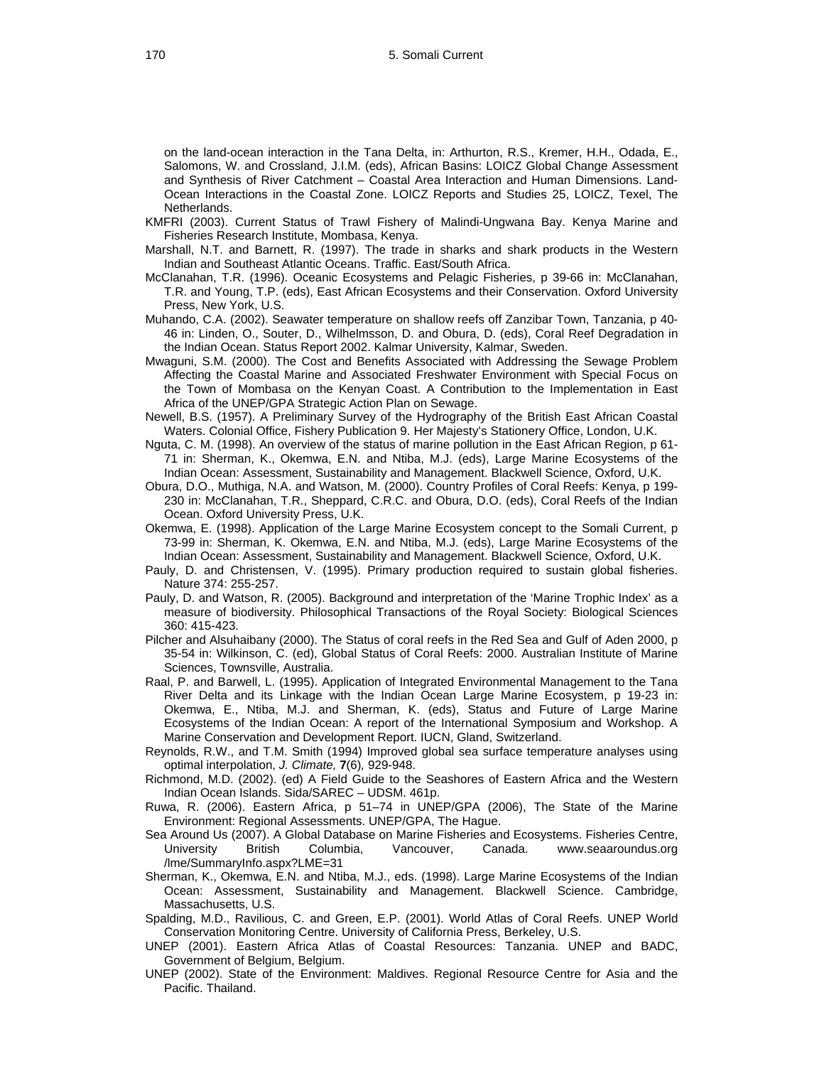on the land-ocean interaction in the Tana Delta, in: Arthurton, R.S., Kremer, H.H., Odada, E., Salomons, W. and Crossland, J.I.M. (eds), African Basins: LOICZ Global Change Assessment and Synthesis of River Catchment – Coastal Area Interaction and Human Dimensions. Land-Ocean Interactions in the Coastal Zone. LOICZ Reports and Studies 25, LOICZ, Texel, The Netherlands.

KMFRI (2003). Current Status of Trawl Fishery of Malindi-Ungwana Bay. Kenya Marine and Fisheries Research Institute, Mombasa, Kenya.

Marshall, N.T. and Barnett, R. (1997). The trade in sharks and shark products in the Western Indian and Southeast Atlantic Oceans. Traffic. East/South Africa.

McClanahan, T.R. (1996). Oceanic Ecosystems and Pelagic Fisheries, p 39-66 in: McClanahan, T.R. and Young, T.P. (eds), East African Ecosystems and their Conservation. Oxford University Press, New York, U.S.

Muhando, C.A. (2002). Seawater temperature on shallow reefs off Zanzibar Town, Tanzania, p 40-46 in: Linden, O., Souter, D., Wilhelmsson, D. and Obura, D. (eds), Coral Reef Degradation in the Indian Ocean. Status Report 2002. Kalmar University, Kalmar, Sweden.

Mwaguni, S.M. (2000). The Cost and Benefits Associated with Addressing the Sewage Problem Affecting the Coastal Marine and Associated Freshwater Environment with Special Focus on the Town of Mombasa on the Kenyan Coast. A Contribution to the Implementation in East Africa of the UNEP/GPA Strategic Action Plan on Sewage.

Newell, B.S. (1957). A Preliminary Survey of the Hydrography of the British East African Coastal Waters. Colonial Office, Fishery Publication 9. Her Majesty's Stationery Office, London, U.K.

Nguta, C. M. (1998). An overview of the status of marine pollution in the East African Region, p 61-71 in: Sherman, K., Okemwa, E.N. and Ntiba, M.J. (eds), Large Marine Ecosystems of the Indian Ocean: Assessment, Sustainability and Management. Blackwell Science, Oxford, U.K.

Obura, D.O., Muthiga, N.A. and Watson, M. (2000). Country Profiles of Coral Reefs: Kenya, p 199-230 in: McClanahan, T.R., Sheppard, C.R.C. and Obura, D.O. (eds), Coral Reefs of the Indian Ocean. Oxford University Press, U.K.

Okemwa, E. (1998). Application of the Large Marine Ecosystem concept to the Somali Current, p 73-99 in: Sherman, K. Okemwa, E.N. and Ntiba, M.J. (eds), Large Marine Ecosystems of the Indian Ocean: Assessment, Sustainability and Management. Blackwell Science, Oxford, U.K.

Pauly, D. and Christensen, V. (1995). Primary production required to sustain global fisheries. Nature 374: 255-257.

Pauly, D. and Watson, R. (2005). Background and interpretation of the 'Marine Trophic Index' as a measure of biodiversity. Philosophical Transactions of the Royal Society: Biological Sciences 360: 415-423.

Pilcher and Alsuhaibany (2000). The Status of coral reefs in the Red Sea and Gulf of Aden 2000, p 35-54 in: Wilkinson, C. (ed), Global Status of Coral Reefs: 2000. Australian Institute of Marine Sciences, Townsville, Australia.

Raal, P. and Barwell, L. (1995). Application of Integrated Environmental Management to the Tana River Delta and its Linkage with the Indian Ocean Large Marine Ecosystem, p 19-23 in: Okemwa, E., Ntiba, M.J. and Sherman, K. (eds), Status and Future of Large Marine Ecosystems of the Indian Ocean: A report of the International Symposium and Workshop. A Marine Conservation and Development Report. IUCN, Gland, Switzerland.

Reynolds, R.W., and T.M. Smith (1994) Improved global sea surface temperature analyses using optimal interpolation, *J. Climate,* **7**(6)*,* 929-948.

Richmond, M.D. (2002). (ed) A Field Guide to the Seashores of Eastern Africa and the Western Indian Ocean Islands. Sida/SAREC – UDSM. 461p.

Ruwa, R. (2006). Eastern Africa, p 51–74 in UNEP/GPA (2006), The State of the Marine Environment: Regional Assessments. UNEP/GPA, The Hague.

Sea Around Us (2007). A Global Database on Marine Fisheries and Ecosystems. Fisheries Centre, University British Columbia, Vancouver, Canada. www.seaaroundus.org /lme/SummaryInfo.aspx?LME=31

Sherman, K., Okemwa, E.N. and Ntiba, M.J., eds. (1998). Large Marine Ecosystems of the Indian Ocean: Assessment, Sustainability and Management. Blackwell Science. Cambridge, Massachusetts, U.S.

Spalding, M.D., Ravilious, C. and Green, E.P. (2001). World Atlas of Coral Reefs. UNEP World Conservation Monitoring Centre. University of California Press, Berkeley, U.S.

UNEP (2001). Eastern Africa Atlas of Coastal Resources: Tanzania. UNEP and BADC, Government of Belgium, Belgium.

UNEP (2002). State of the Environment: Maldives. Regional Resource Centre for Asia and the Pacific. Thailand.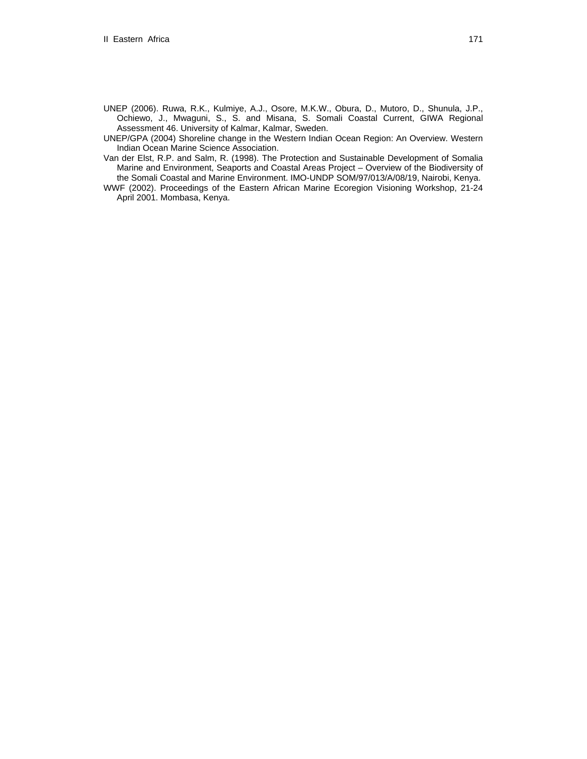UNEP (2006). Ruwa, R.K., Kulmiye, A.J., Osore, M.K.W., Obura, D., Mutoro, D., Shunula, J.P., Ochiewo, J., Mwaguni, S., S. and Misana, S. Somali Coastal Current, GIWA Regional Assessment 46. University of Kalmar, Kalmar, Sweden.

UNEP/GPA (2004) Shoreline change in the Western Indian Ocean Region: An Overview. Western Indian Ocean Marine Science Association.

Van der Elst, R.P. and Salm, R. (1998). The Protection and Sustainable Development of Somalia Marine and Environment, Seaports and Coastal Areas Project – Overview of the Biodiversity of the Somali Coastal and Marine Environment. IMO-UNDP SOM/97/013/A/08/19, Nairobi, Kenya.

WWF (2002). Proceedings of the Eastern African Marine Ecoregion Visioning Workshop, 21-24 April 2001. Mombasa, Kenya.